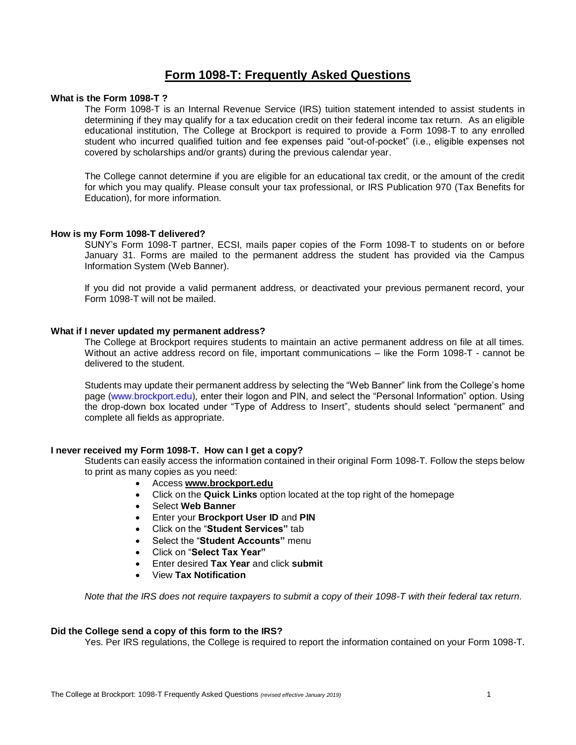# Form 1098-T: Frequently Asked Questions

**What is the Form 1098-T ?**

The Form 1098-T is an Internal Revenue Service (IRS) tuition statement intended to assist students in determining if they may qualify for a tax education credit on their federal income tax return. As an eligible educational institution, The College at Brockport is required to provide a Form 1098-T to any enrolled student who incurred qualified tuition and fee expenses paid "out-of-pocket" (i.e., eligible expenses not covered by scholarships and/or grants) during the previous calendar year.

The College cannot determine if you are eligible for an educational tax credit, or the amount of the credit for which you may qualify. Please consult your tax professional, or IRS Publication 970 (Tax Benefits for Education), for more information.

**How is my Form 1098-T delivered?**

SUNY's Form 1098-T partner, ECSI, mails paper copies of the Form 1098-T to students on or before January 31. Forms are mailed to the permanent address the student has provided via the Campus Information System (Web Banner).

If you did not provide a valid permanent address, or deactivated your previous permanent record, your Form 1098-T will not be mailed.

**What if I never updated my permanent address?**

The College at Brockport requires students to maintain an active permanent address on file at all times. Without an active address record on file, important communications – like the Form 1098-T - cannot be delivered to the student.

Students may update their permanent address by selecting the "Web Banner" link from the College's home page (www.brockport.edu), enter their logon and PIN, and select the "Personal Information" option. Using the drop-down box located under "Type of Address to Insert", students should select "permanent" and complete all fields as appropriate.

**I never received my Form 1098-T. How can I get a copy?**

Students can easily access the information contained in their original Form 1098-T. Follow the steps below to print as many copies as you need:

- Access **www.brockport.edu**
- Click on the **Quick Links** option located at the top right of the homepage
- Select **Web Banner**
- Enter your **Brockport User ID** and **PIN**
- Click on the "**Student Services"** tab
- Select the "**Student Accounts"** menu
- Click on "**Select Tax Year"**
- Enter desired **Tax Year** and click **submit**
- View **Tax Notification**

*Note that the IRS does not require taxpayers to submit a copy of their 1098-T with their federal tax return.*

**Did the College send a copy of this form to the IRS?**

Yes. Per IRS regulations, the College is required to report the information contained on your Form 1098-T.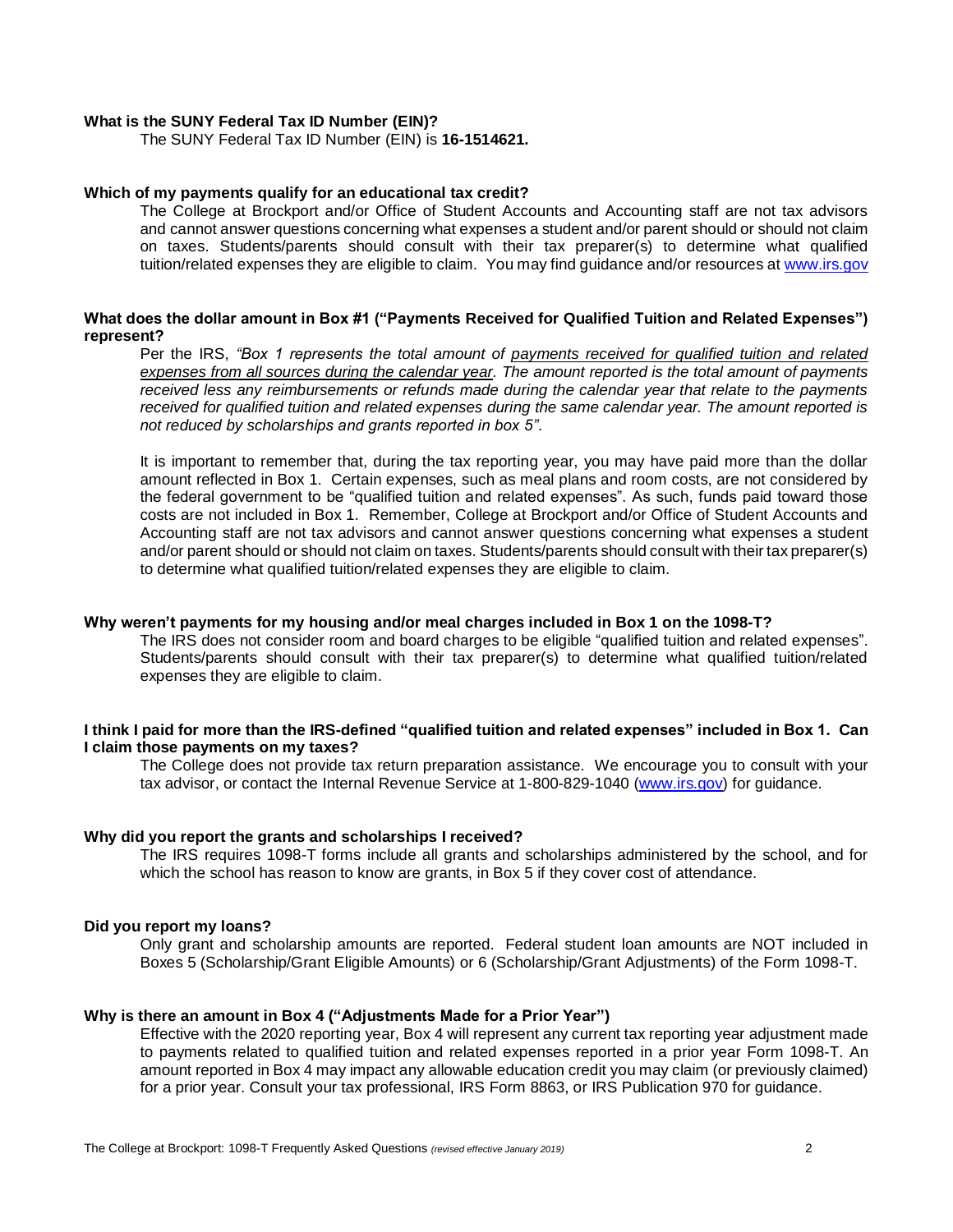**What is the SUNY Federal Tax ID Number (EIN)?**

The SUNY Federal Tax ID Number (EIN) is **16-1514621.**

**Which of my payments qualify for an educational tax credit?**

The College at Brockport and/or Office of Student Accounts and Accounting staff are not tax advisors and cannot answer questions concerning what expenses a student and/or parent should or should not claim on taxes. Students/parents should consult with their tax preparer(s) to determine what qualified tuition/related expenses they are eligible to claim. You may find guidance and/or resources at [www.irs.gov](http://www.irs.gov)

**What does the dollar amount in Box #1 ("Payments Received for Qualified Tuition and Related Expenses") represent?**

Per the IRS, *"Box 1 represents the total amount of payments received for qualified tuition and related expenses from all sources during the calendar year. The amount reported is the total amount of payments received less any reimbursements or refunds made during the calendar year that relate to the payments received for qualified tuition and related expenses during the same calendar year. The amount reported is not reduced by scholarships and grants reported in box 5"*.

It is important to remember that, during the tax reporting year, you may have paid more than the dollar amount reflected in Box 1. Certain expenses, such as meal plans and room costs, are not considered by the federal government to be "qualified tuition and related expenses". As such, funds paid toward those costs are not included in Box 1. Remember, College at Brockport and/or Office of Student Accounts and Accounting staff are not tax advisors and cannot answer questions concerning what expenses a student and/or parent should or should not claim on taxes. Students/parents should consult with their tax preparer(s) to determine what qualified tuition/related expenses they are eligible to claim.

**Why weren't payments for my housing and/or meal charges included in Box 1 on the 1098-T?**

The IRS does not consider room and board charges to be eligible "qualified tuition and related expenses". Students/parents should consult with their tax preparer(s) to determine what qualified tuition/related expenses they are eligible to claim.

**I think I paid for more than the IRS-defined "qualified tuition and related expenses" included in Box 1. Can I claim those payments on my taxes?**

The College does not provide tax return preparation assistance. We encourage you to consult with your tax advisor, or contact the Internal Revenue Service at 1-800-829-1040 ([www.irs.gov](http://www.irs.gov)) for guidance.

**Why did you report the grants and scholarships I received?**

The IRS requires 1098-T forms include all grants and scholarships administered by the school, and for which the school has reason to know are grants, in Box 5 if they cover cost of attendance.

**Did you report my loans?**

Only grant and scholarship amounts are reported. Federal student loan amounts are NOT included in Boxes 5 (Scholarship/Grant Eligible Amounts) or 6 (Scholarship/Grant Adjustments) of the Form 1098-T.

**Why is there an amount in Box 4 ("Adjustments Made for a Prior Year")**

Effective with the 2020 reporting year, Box 4 will represent any current tax reporting year adjustment made to payments related to qualified tuition and related expenses reported in a prior year Form 1098-T. An amount reported in Box 4 may impact any allowable education credit you may claim (or previously claimed) for a prior year. Consult your tax professional, IRS Form 8863, or IRS Publication 970 for guidance.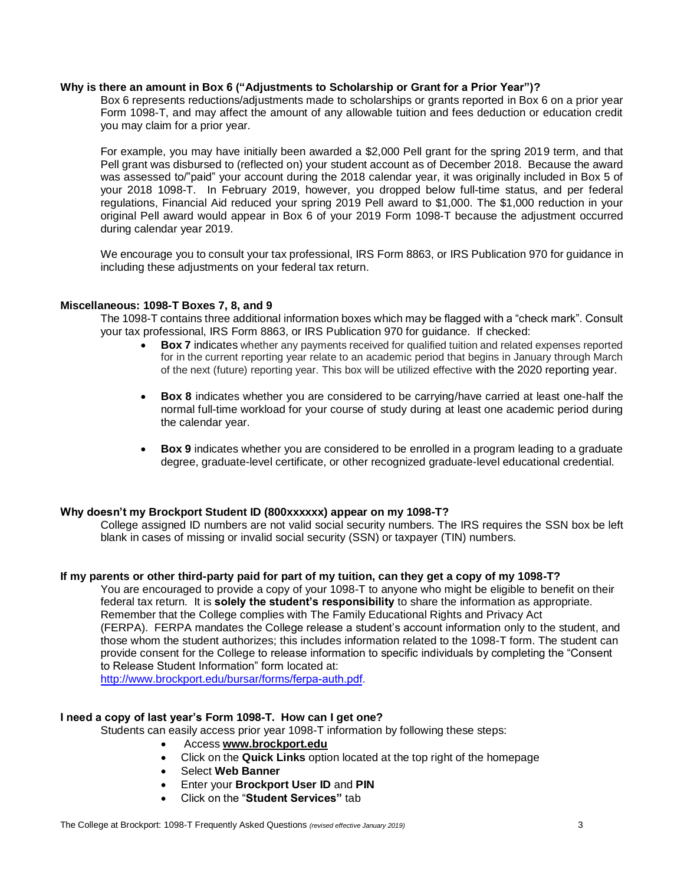**Why is there an amount in Box 6 ("Adjustments to Scholarship or Grant for a Prior Year")?**

Box 6 represents reductions/adjustments made to scholarships or grants reported in Box 6 on a prior year Form 1098-T, and may affect the amount of any allowable tuition and fees deduction or education credit you may claim for a prior year.

For example, you may have initially been awarded a $2,000 Pell grant for the spring 2019 term, and that Pell grant was disbursed to (reflected on) your student account as of December 2018. Because the award was assessed to/"paid" your account during the 2018 calendar year, it was originally included in Box 5 of your 2018 1098-T. In February 2019, however, you dropped below full-time status, and per federal regulations, Financial Aid reduced your spring 2019 Pell award to $1,000. The $1,000 reduction in your original Pell award would appear in Box 6 of your 2019 Form 1098-T because the adjustment occurred during calendar year 2019.

We encourage you to consult your tax professional, IRS Form 8863, or IRS Publication 970 for guidance in including these adjustments on your federal tax return.

**Miscellaneous: 1098-T Boxes 7, 8, and 9**

The 1098-T contains three additional information boxes which may be flagged with a "check mark". Consult your tax professional, IRS Form 8863, or IRS Publication 970 for guidance. If checked:

- **Box 7** indicates whether any payments received for qualified tuition and related expenses reported for in the current reporting year relate to an academic period that begins in January through March of the next (future) reporting year. This box will be utilized effective with the 2020 reporting year.
- **Box 8** indicates whether you are considered to be carrying/have carried at least one-half the normal full-time workload for your course of study during at least one academic period during the calendar year.
- **Box 9** indicates whether you are considered to be enrolled in a program leading to a graduate degree, graduate-level certificate, or other recognized graduate-level educational credential.

**Why doesn't my Brockport Student ID (800xxxxxx) appear on my 1098-T?**

College assigned ID numbers are not valid social security numbers. The IRS requires the SSN box be left blank in cases of missing or invalid social security (SSN) or taxpayer (TIN) numbers.

**If my parents or other third-party paid for part of my tuition, can they get a copy of my 1098-T?**

You are encouraged to provide a copy of your 1098-T to anyone who might be eligible to benefit on their federal tax return. It is **solely the student's responsibility** to share the information as appropriate. Remember that the College complies with The Family Educational Rights and Privacy Act (FERPA). FERPA mandates the College release a student's account information only to the student, and those whom the student authorizes; this includes information related to the 1098-T form. The student can provide consent for the College to release information to specific individuals by completing the "Consent to Release Student Information" form located at: http://www.brockport.edu/bursar/forms/ferpa-auth.pdf.

**I need a copy of last year's Form 1098-T. How can I get one?**

Students can easily access prior year 1098-T information by following these steps:

- Access **www.brockport.edu**
- Click on the **Quick Links** option located at the top right of the homepage
- Select **Web Banner**
- Enter your **Brockport User ID** and **PIN**
- Click on the "**Student Services"** tab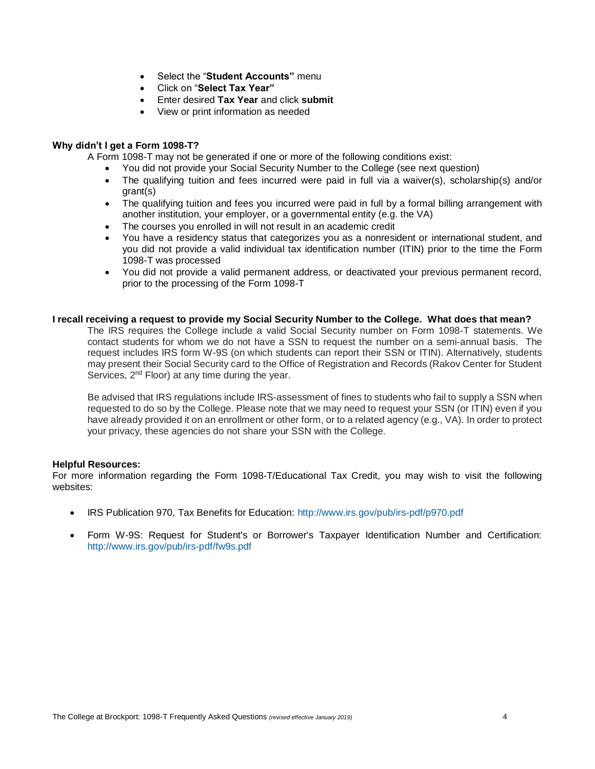- Select the "**Student Accounts"** menu
- Click on "**Select Tax Year"**
- Enter desired **Tax Year** and click **submit**
- View or print information as needed

**Why didn't I get a Form 1098-T?**

A Form 1098-T may not be generated if one or more of the following conditions exist:

- You did not provide your Social Security Number to the College (see next question)
- The qualifying tuition and fees incurred were paid in full via a waiver(s), scholarship(s) and/or grant(s)
- The qualifying tuition and fees you incurred were paid in full by a formal billing arrangement with another institution, your employer, or a governmental entity (e.g. the VA)
- The courses you enrolled in will not result in an academic credit
- You have a residency status that categorizes you as a nonresident or international student, and you did not provide a valid individual tax identification number (ITIN) prior to the time the Form 1098-T was processed
- You did not provide a valid permanent address, or deactivated your previous permanent record, prior to the processing of the Form 1098-T

**I recall receiving a request to provide my Social Security Number to the College. What does that mean?**

The IRS requires the College include a valid Social Security number on Form 1098-T statements. We contact students for whom we do not have a SSN to request the number on a semi-annual basis. The request includes IRS form W-9S (on which students can report their SSN or ITIN). Alternatively, students may present their Social Security card to the Office of Registration and Records (Rakov Center for Student Services, 2nd Floor) at any time during the year.

Be advised that IRS regulations include IRS-assessment of fines to students who fail to supply a SSN when requested to do so by the College. Please note that we may need to request your SSN (or ITIN) even if you have already provided it on an enrollment or other form, or to a related agency (e.g., VA). In order to protect your privacy, these agencies do not share your SSN with the College.

**Helpful Resources:**

For more information regarding the Form 1098-T/Educational Tax Credit, you may wish to visit the following websites:

- IRS Publication 970, Tax Benefits for Education: http://www.irs.gov/pub/irs-pdf/p970.pdf
- Form W-9S: Request for Student's or Borrower's Taxpayer Identification Number and Certification: http://www.irs.gov/pub/irs-pdf/fw9s.pdf